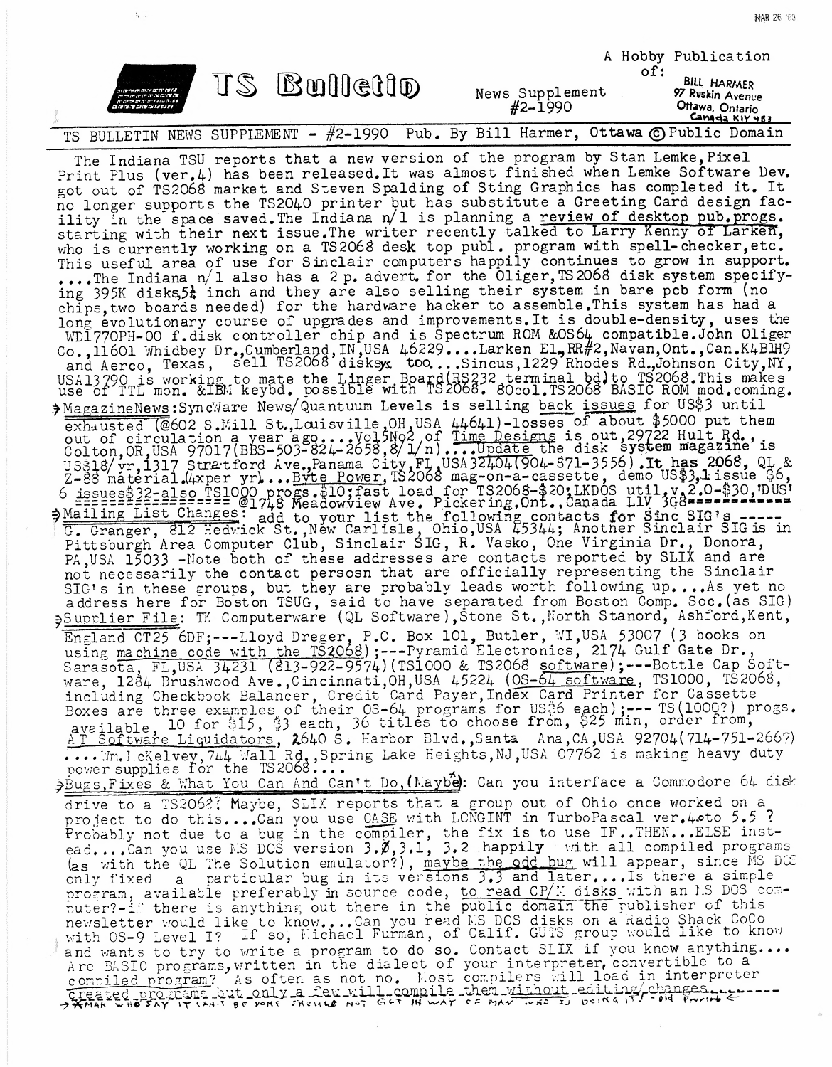TS Bulletin

A Hobby Publication of: BILL HARMER, 97 Ruskin Avenue, Ottawa, Ontario, Canada K1Y 4B3

News Supplement #2-1990

TS BULLETIN NEWS SUPPLEMENT - #2-1990 Pub. By Bill Harmer, Ottawa © Public Domain

The Indiana TSU reports that a new version of the program by Stan Lemke, Pixel Print Plus (ver.4) has been released. It was almost finished when Lemke Software Dev. got out of TS2068 market and Steven Spalding of Sting Graphics has completed it. It no longer supports the TS2040 printer but has substitute a Greeting Card design facility in the space saved. The Indiana n/l is planning a review of desktop pub.progs. starting with their next issue. The writer recently talked to Larry Kenny of Larken, who is currently working on a TS2068 desk top publ. program with spell-checker, etc. This useful area of use for Sinclair computers happily continues to grow in support. ....The Indiana n/l also has a 2 p. advert. for the Oliger, TS2068 disk system specifying 395K disks, 5¼ inch and they are also selling their system in bare pcb form (no chips, two boards needed) for the hardware hacker to assemble. This system has had a long evolutionary course of upgrades and improvements. It is double-density, uses the WD1770PH-00 f.disk controller chip and is Spectrum ROM & OS64 compatible. John Oliger Co., 11601 Whidbey Dr., Cumberland, IN, USA 46229....Larken El., RR#2, Navan, Ont., Can. K4B1H9 and Aerco, Texas, sell TS2068 disks too....Sincus, 1229 Rhodes Rd., Johnson City, NY, USA 13790 is working to mate the Linger Board (RS232 terminal bd) to TS2068. This makes use of TTL mon. & IBM keybd. possible with TS2068. 80col. TS2068 BASIC ROM mod. coming.

→ MagazineNews: SyncWare News/Quantuum Levels is selling back issues for US$3 until exhausted (@602 S. Mill St., Louisville, OH, USA 44641)-losses of about $5000 put them out of circulation a year ago....Vol5No2 of Time Designs is out, 29722 Hult Rd., Colton, OR, USA 97017 (BBS-503-824-2658, 8/1/n)....Update the disk system magazine is US$18/yr, 1317 Stratford Ave., Panama City, FL, USA 32404 (904-871-3556). It has 2068, QL & Z-88 material. (4xper yr)...Byte Power, TS2068 mag-on-a-cassette, demo US$3, 1 issue $6, 6 issues $32-also TS1000 progs. $10; fast load for TS2068-$20; LKDOS util. v.2.0-$30, 'DUS' ================= @1748 Meadowview Ave. Pickering, Ont., Canada L1V 3G8==========

→ Mailing List Changes: add to your list the following contacts for Sinc SIG's ----- G. Granger, 812 Hedwick St., New Carlisle, Ohio, USA 45344; Another Sinclair SIG is in Pittsburgh Area Computer Club, Sinclair SIG, R. Vasko, One Virginia Dr., Donora, PA, USA 15033 -Note both of these addresses are contacts reported by SLIX and are not necessarily the contact persosn that are officially representing the Sinclair SIG's in these groups, but they are probably leads worth following up....As yet no address here for Boston TSUG, said to have separated from Boston Comp. Soc. (as SIG)

→ Supplier File: TK Computerware (QL Software), Stone St., North Stanord, Ashford, Kent, England CT25 6DF;---Lloyd Dreger, P.O. Box 101, Butler, WI, USA 53007 (3 books on using machine code with the TS2068);---Pyramid Electronics, 2174 Gulf Gate Dr., Sarasota, FL, USA 34231 (813-922-9574) (TS1000 & TS2068 software);---Bottle Cap Software, 1284 Brushwood Ave., Cincinnati, OH, USA 45224 (OS-64 software, TS1000, TS2068, including Checkbook Balancer, Credit Card Payer, Index Card Printer for Cassette Boxes are three examples of their OS-64 programs for US$6 each);--- TS(1000?) progs. available, 10 for $15, $3 each, 36 titles to choose from, $25 min, order from, AT Software Liquidators, 2640 S. Harbor Blvd., Santa Ana, CA, USA 92704 (714-751-2667) ....Wm. McKelvey, 744 Wall Rd., Spring Lake Heights, NJ, USA 07762 is making heavy duty power supplies for the TS2068....

→ Bugs, Fixes & What You Can And Can't Do, (Maybe): Can you interface a Commodore 64 disk drive to a TS2068? Maybe, SLIX reports that a group out of Ohio once worked on a project to do this....Can you use CASE with LONGINT in TurboPascal ver.4.0 to 5.5 ? Probably not due to a bug in the compiler, the fix is to use IF..THEN...ELSE instead....Can you use MS DOS version 3.Ø, 3.1, 3.2 happily with all compiled programs (as with the QL The Solution emulator?), maybe the odd bug will appear, since MS DOS only fixed a particular bug in its versions 3.3 and later....Is there a simple program, available preferably in source code, to read CP/M disks with an MS DOS computer?-if there is anything out there in the public domain the publisher of this newsletter would like to know....Can you read MS DOS disks on a Radio Shack CoCo with OS-9 Level I? If so, Michael Furman, of Calif. GUTS group would like to know and wants to try to write a program to do so. Contact SLIX if you know anything.... Are BASIC programs, written in the dialect of your interpreter, convertible to a compiled program? As often as not no. Most compilers will load in interpreter created programs but only a few will compile them without editing/changes.--------

→ "MAN WHO SAY IT CAN'T BE DONE SHOULD NOT GET IN WAY OF MAN WHO IS DOING IT" - OLD PROVERB ←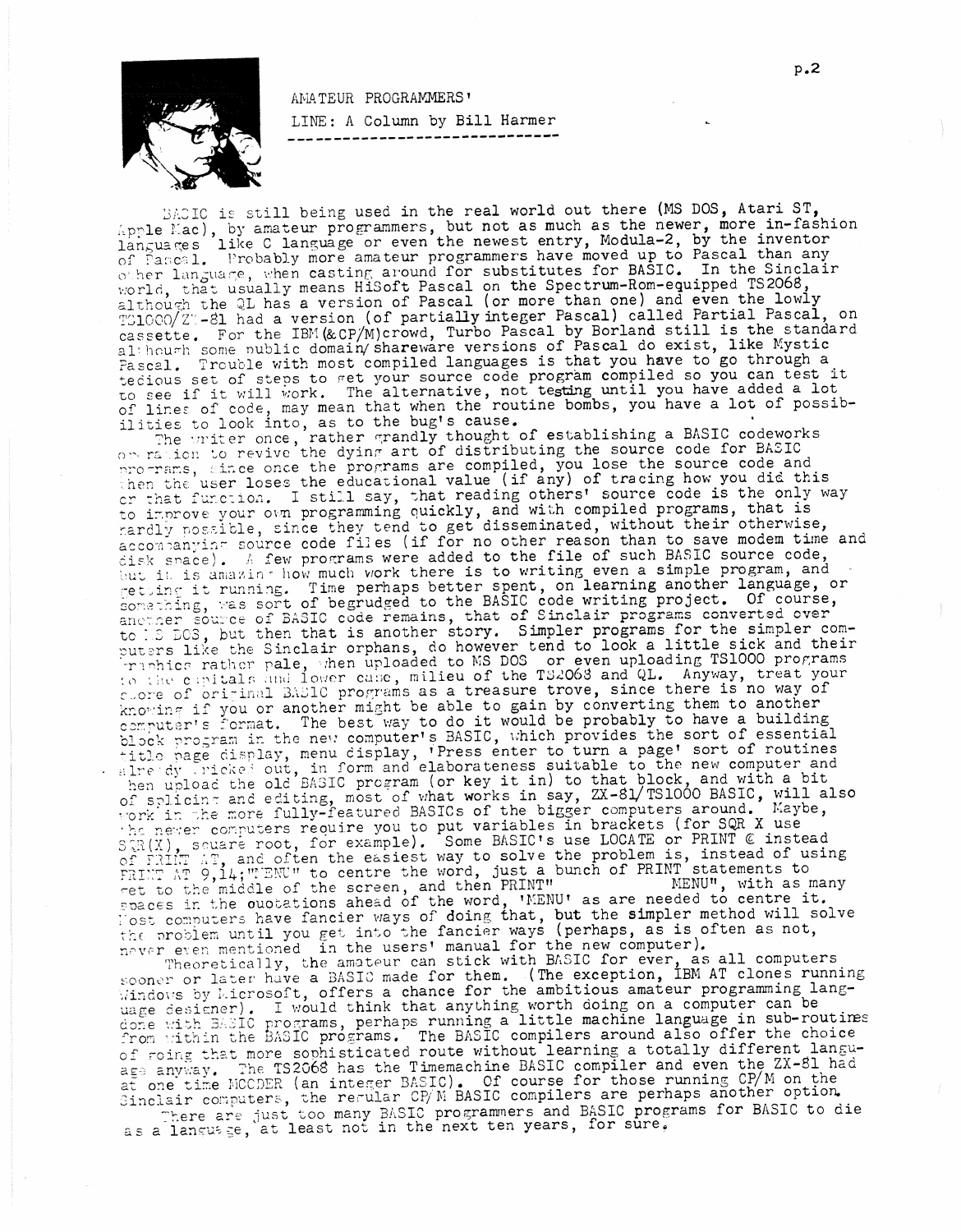AMATEUR PROGRAMMERS'

LINE: A Column by Bill Harmer

---

BASIC is still being used in the real world out there (MS DOS, Atari ST, Apple Mac), by amateur programmers, but not as much as the newer, more in-fashion languages like C language or even the newest entry, Modula-2, by the inventor of Pascal. Probably more amateur programmers have moved up to Pascal than any other language, when casting around for substitutes for BASIC. In the Sinclair world, that usually means HiSoft Pascal on the Spectrum-Rom-equipped TS2068, although the QL has a version of Pascal (or more than one) and even the lowly TS1000/ZX-81 had a version (of partially integer Pascal) called Partial Pascal, on cassette. For the IBM (&CP/M) crowd, Turbo Pascal by Borland still is the standard although some public domain/shareware versions of Pascal do exist, like Mystic Pascal. Trouble with most compiled languages is that you have to go through a tedious set of steps to get your source code program compiled so you can test it to see if it will work. The alternative, not testing until you have added a lot of lines of code, may mean that when the routine bombs, you have a lot of possibilities to look into, as to the bug's cause.

The writer once, rather grandly thought of establishing a BASIC codeworks operation to revive the dying art of distributing the source code for BASIC programs, since once the programs are compiled, you lose the source code and then the user loses the educational value (if any) of tracing how you did this or that function. I still say, that reading others' source code is the only way to improve your own programming quickly, and with compiled programs, that is hardly possible, since they tend to get disseminated, without their otherwise, accompanying source code files (if for no other reason than to save modem time and disk space). A few programs were added to the file of such BASIC source code, but it is amazing how much work there is to writing even a simple program, and getting it running. Time perhaps better spent, on learning another language, or something, was sort of begrudged to the BASIC code writing project. Of course, another source of BASIC code remains, that of Sinclair programs converted over to MS DOS, but then that is another story. Simpler programs for the simpler computers like the Sinclair orphans, do however tend to look a little sick and their graphics rather pale, when uploaded to MS DOS or even uploading TS1000 programs to the capitals and lower case, milieu of the TS2068 and QL. Anyway, treat your store of original BASIC programs as a treasure trove, since there is no way of knowing if you or another might be able to gain by converting them to another computer's format. The best way to do it would be probably to have a building block program in the new computer's BASIC, which provides the sort of essential title page display, menu display, 'Press enter to turn a page' sort of routines already tricked out, in form and elaborateness suitable to the new computer and then upload the old BASIC program (or key it in) to that block, and with a bit of splicing and editing, most of what works in say, ZX-81/TS1000 BASIC, will also work in the more fully-featured BASICs of the bigger computers around. Maybe, the newer computers require you to put variables in brackets (for SQR X use SQR(X), square root, for example). Some BASIC's use LOCATE or PRINT @ instead of PRINT AT, and often the easiest way to solve the problem is, instead of using PRINT AT 9,14;"MENU" to centre the word, just a bunch of PRINT statements to get to the middle of the screen, and then PRINT"                MENU", with as many spaces in the quotations ahead of the word, 'MENU' as are needed to centre it. Most computers have fancier ways of doing that, but the simpler method will solve the problem until you get into the fancier ways (perhaps, as is often as not, never even mentioned in the users' manual for the new computer).

Theoretically, the amateur can stick with BASIC for ever, as all computers sooner or later have a BASIC made for them. (The exception, IBM AT clones running Windows by Microsoft, offers a chance for the ambitious amateur programming language designer). I would think that anything worth doing on a computer can be done with BASIC programs, perhaps running a little machine language in sub-routines from within the BASIC programs. The BASIC compilers around also offer the choice of going that more sophisticated route without learning a totally different language anyway. The TS2068 has the Timemachine BASIC compiler and even the ZX-81 had at one time MCODER (an integer BASIC). Of course for those running CP/M on the Sinclair computers, the regular CP/M BASIC compilers are perhaps another option.

There are just too many BASIC programmers and BASIC programs for BASIC to die as a language, at least not in the next ten years, for sure.